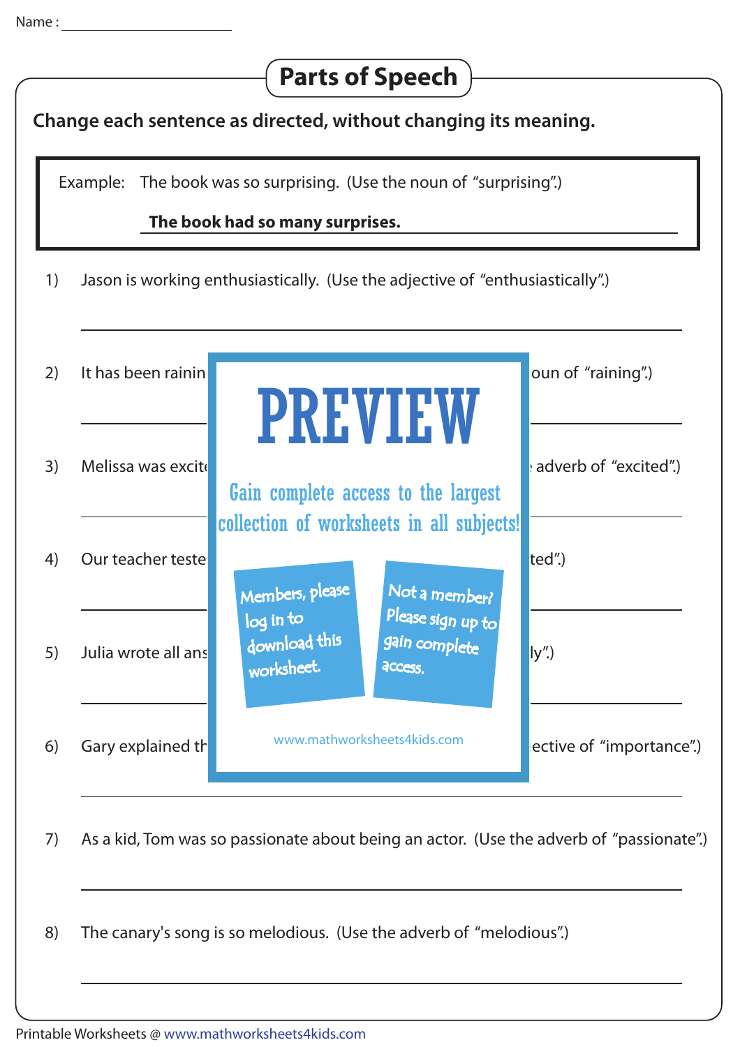Name : ______________________

# Parts of Speech

**Change each sentence as directed, without changing its meaning.**

Example: The book was so surprising. (Use the noun of "surprising".)

**The book had so many surprises.**

1) Jason is working enthusiastically. (Use the adjective of "enthusiastically".)

_______________________________________________

2) It has been rainin oun of "raining".)

_______________________________________________

3) Melissa was excit adverb of "excited".)

_______________________________________________

4) Our teacher teste ted".)

_______________________________________________

5) Julia wrote all ans ly".)

_______________________________________________

6) Gary explained th ective of "importance".)

_______________________________________________

PREVIEW

Gain complete access to the largest collection of worksheets in all subjects!

Members, please log in to download this worksheet.

Not a member? Please sign up to gain complete access.

www.mathworksheets4kids.com

7) As a kid, Tom was so passionate about being an actor. (Use the adverb of "passionate".)

_______________________________________________

8) The canary's song is so melodious. (Use the adverb of "melodious".)

_______________________________________________

Printable Worksheets @ www.mathworksheets4kids.com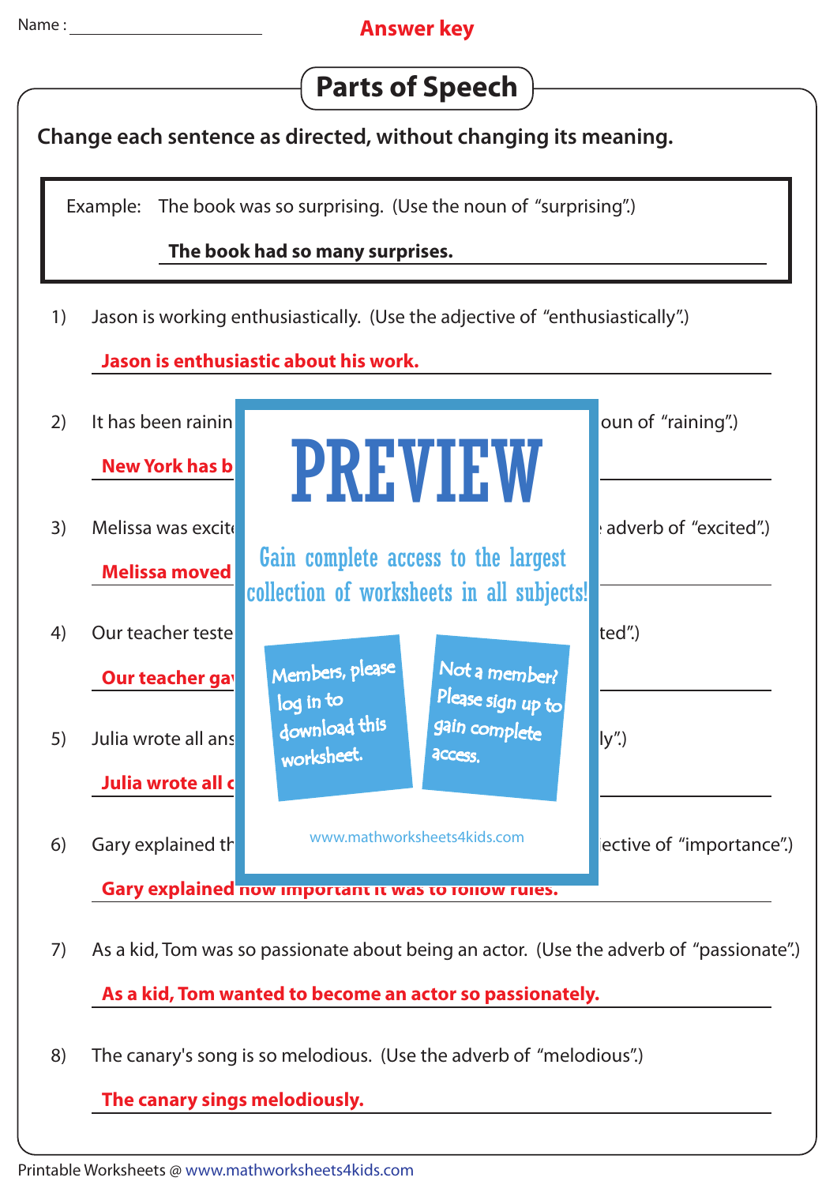Name : ______________________

**Answer key**

# Parts of Speech

**Change each sentence as directed, without changing its meaning.**

Example: The book was so surprising. (Use the noun of "surprising".)

**The book had so many surprises.**

1) Jason is working enthusiastically. (Use the adjective of "enthusiastically".)

**Jason is enthusiastic about his work.**

2) It has been rainin oun of "raining".)

**New York has b**

3) Melissa was excit adverb of "excited".)

**Melissa moved**

4) Our teacher teste ted".)

**Our teacher ga**

5) Julia wrote all ans ly".)

**Julia wrote all c**

6) Gary explained th ective of "importance".)

**Gary explained how important it was to follow rules.**

PREVIEW

Gain complete access to the largest collection of worksheets in all subjects!

Members, please log in to download this worksheet.

Not a member? Please sign up to gain complete access.

www.mathworksheets4kids.com

7) As a kid, Tom was so passionate about being an actor. (Use the adverb of "passionate".)

**As a kid, Tom wanted to become an actor so passionately.**

8) The canary's song is so melodious. (Use the adverb of "melodious".)

**The canary sings melodiously.**

Printable Worksheets @ www.mathworksheets4kids.com